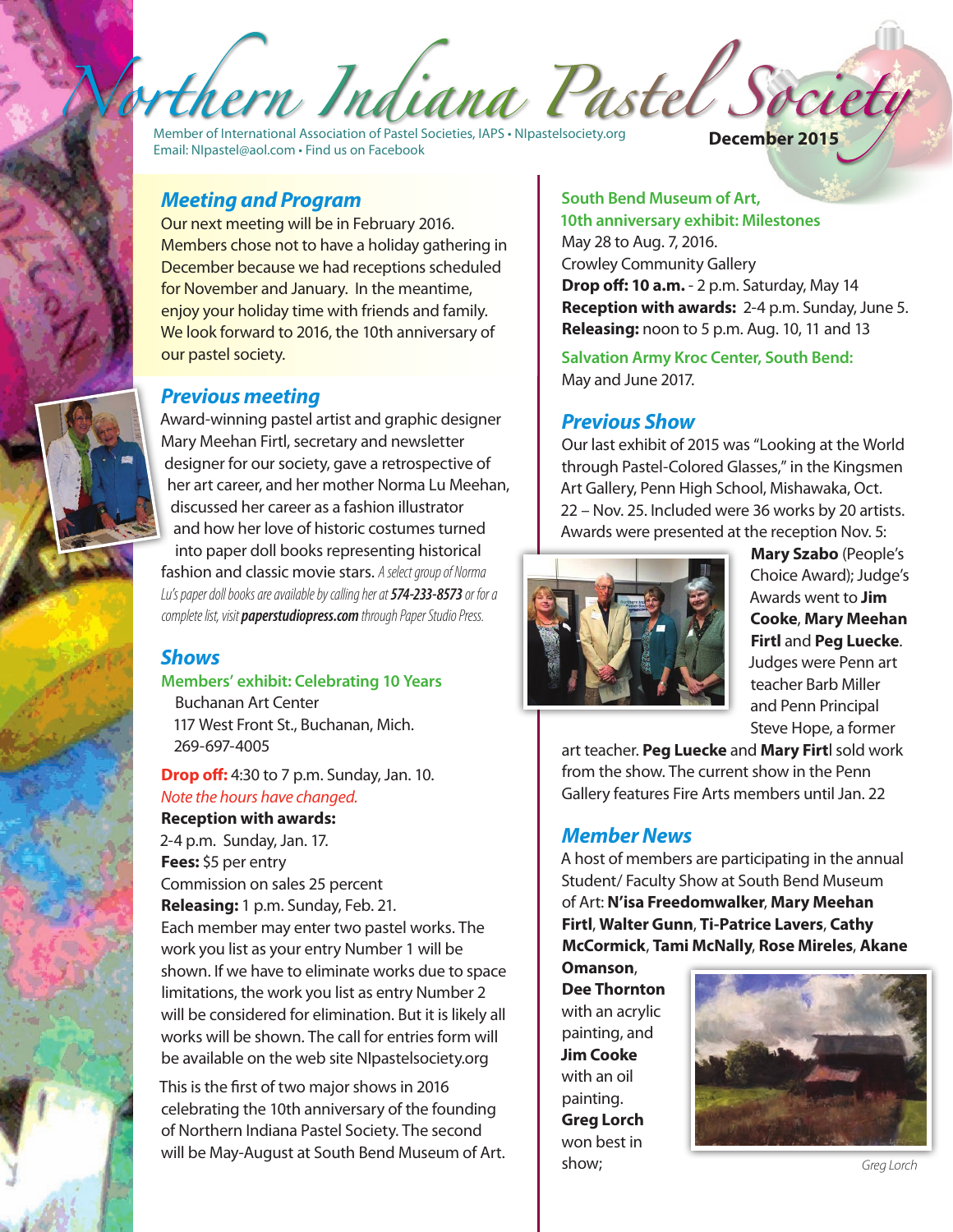# Northern Indiana Pastel Society

Member of International Association of Pastel Societies, IAPS • NIpastelsociety.org
Email: NIpastel@aol.com • Find us on Facebook

**December 2015**

## *Meeting and Program*

Our next meeting will be in February 2016. Members chose not to have a holiday gathering in December because we had receptions scheduled for November and January. In the meantime, enjoy your holiday time with friends and family. We look forward to 2016, the 10th anniversary of our pastel society.

## *Previous meeting*

Award-winning pastel artist and graphic designer Mary Meehan Firtl, secretary and newsletter designer for our society, gave a retrospective of her art career, and her mother Norma Lu Meehan, discussed her career as a fashion illustrator and how her love of historic costumes turned into paper doll books representing historical fashion and classic movie stars. *A select group of Norma Lu's paper doll books are available by calling her at **574-233-8573** or for a complete list, visit **paperstudiopress.com** through Paper Studio Press.*

## *Shows*

**Members' exhibit: Celebrating 10 Years**
Buchanan Art Center
117 West Front St., Buchanan, Mich.
269-697-4005

**Drop off:** 4:30 to 7 p.m. Sunday, Jan. 10.
*Note the hours have changed.*
**Reception with awards:**
2-4 p.m. Sunday, Jan. 17.
**Fees:** $5 per entry
Commission on sales 25 percent
**Releasing:** 1 p.m. Sunday, Feb. 21.
Each member may enter two pastel works. The work you list as your entry Number 1 will be shown. If we have to eliminate works due to space limitations, the work you list as entry Number 2 will be considered for elimination. But it is likely all works will be shown. The call for entries form will be available on the web site NIpastelsociety.org

This is the first of two major shows in 2016 celebrating the 10th anniversary of the founding of Northern Indiana Pastel Society. The second will be May-August at South Bend Museum of Art.

**South Bend Museum of Art, 10th anniversary exhibit: Milestones**
May 28 to Aug. 7, 2016.
Crowley Community Gallery
**Drop off: 10 a.m.** - 2 p.m. Saturday, May 14
**Reception with awards:** 2-4 p.m. Sunday, June 5.
**Releasing:** noon to 5 p.m. Aug. 10, 11 and 13

**Salvation Army Kroc Center, South Bend:**
May and June 2017.

## *Previous Show*

Our last exhibit of 2015 was "Looking at the World through Pastel-Colored Glasses," in the Kingsmen Art Gallery, Penn High School, Mishawaka, Oct. 22 – Nov. 25. Included were 36 works by 20 artists. Awards were presented at the reception Nov. 5: **Mary Szabo** (People's Choice Award); Judge's Awards went to **Jim Cooke**, **Mary Meehan Firtl** and **Peg Luecke**. Judges were Penn art teacher Barb Miller and Penn Principal Steve Hope, a former art teacher. **Peg Luecke** and **Mary Firtl** sold work from the show. The current show in the Penn Gallery features Fire Arts members until Jan. 22

## *Member News*

A host of members are participating in the annual Student/ Faculty Show at South Bend Museum of Art: **N'isa Freedomwalker**, **Mary Meehan Firtl**, **Walter Gunn**, **Ti-Patrice Lavers**, **Cathy McCormick**, **Tami McNally**, **Rose Mireles**, **Akane Omanson**, **Dee Thornton** with an acrylic painting, and **Jim Cooke** with an oil painting. **Greg Lorch** won best in show;

*Greg Lorch*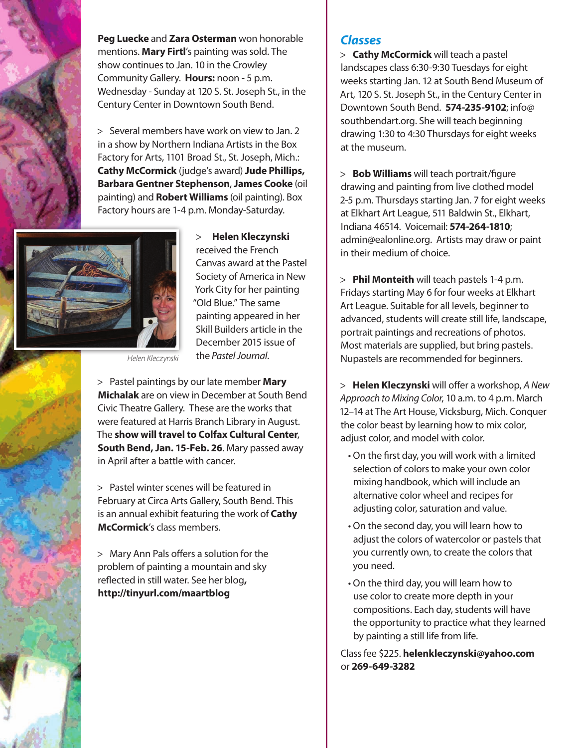**Peg Luecke** and **Zara Osterman** won honorable mentions. **Mary Firtl**'s painting was sold. The show continues to Jan. 10 in the Crowley Community Gallery. **Hours:** noon - 5 p.m. Wednesday - Sunday at 120 S. St. Joseph St., in the Century Center in Downtown South Bend.

> Several members have work on view to Jan. 2 in a show by Northern Indiana Artists in the Box Factory for Arts, 1101 Broad St., St. Joseph, Mich.: **Cathy McCormick** (judge's award) **Jude Phillips, Barbara Gentner Stephenson**, **James Cooke** (oil painting) and **Robert Williams** (oil painting). Box Factory hours are 1-4 p.m. Monday-Saturday.

> **Helen Kleczynski** received the French Canvas award at the Pastel Society of America in New York City for her painting "Old Blue." The same painting appeared in her Skill Builders article in the December 2015 issue of the *Pastel Journal*.

*Helen Kleczynski*

> Pastel paintings by our late member **Mary Michalak** are on view in December at South Bend Civic Theatre Gallery. These are the works that were featured at Harris Branch Library in August. The **show will travel to Colfax Cultural Center**, **South Bend, Jan. 15-Feb. 26**. Mary passed away in April after a battle with cancer.

> Pastel winter scenes will be featured in February at Circa Arts Gallery, South Bend. This is an annual exhibit featuring the work of **Cathy McCormick**'s class members.

> Mary Ann Pals offers a solution for the problem of painting a mountain and sky reflected in still water. See her blog**, http://tinyurl.com/maartblog**

## *Classes*

> **Cathy McCormick** will teach a pastel landscapes class 6:30-9:30 Tuesdays for eight weeks starting Jan. 12 at South Bend Museum of Art, 120 S. St. Joseph St., in the Century Center in Downtown South Bend. **574-235-9102**; info@southbendart.org. She will teach beginning drawing 1:30 to 4:30 Thursdays for eight weeks at the museum.

> **Bob Williams** will teach portrait/figure drawing and painting from live clothed model 2-5 p.m. Thursdays starting Jan. 7 for eight weeks at Elkhart Art League, 511 Baldwin St., Elkhart, Indiana 46514. Voicemail: **574-264-1810**; admin@ealonline.org. Artists may draw or paint in their medium of choice.

> **Phil Monteith** will teach pastels 1-4 p.m. Fridays starting May 6 for four weeks at Elkhart Art League. Suitable for all levels, beginner to advanced, students will create still life, landscape, portrait paintings and recreations of photos. Most materials are supplied, but bring pastels. Nupastels are recommended for beginners.

> **Helen Kleczynski** will offer a workshop, *A New Approach to Mixing Color*, 10 a.m. to 4 p.m. March 12–14 at The Art House, Vicksburg, Mich. Conquer the color beast by learning how to mix color, adjust color, and model with color.

- On the first day, you will work with a limited selection of colors to make your own color mixing handbook, which will include an alternative color wheel and recipes for adjusting color, saturation and value.
- On the second day, you will learn how to adjust the colors of watercolor or pastels that you currently own, to create the colors that you need.
- On the third day, you will learn how to use color to create more depth in your compositions. Each day, students will have the opportunity to practice what they learned by painting a still life from life.

Class fee $225. **helenkleczynski@yahoo.com** or **269-649-3282**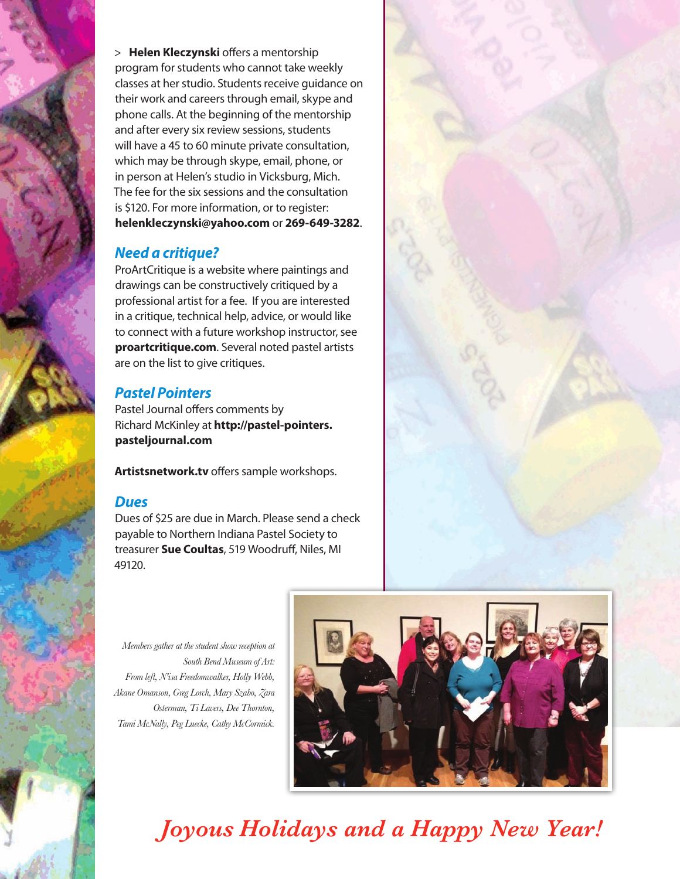> **Helen Kleczynski** offers a mentorship program for students who cannot take weekly classes at her studio. Students receive guidance on their work and careers through email, skype and phone calls. At the beginning of the mentorship and after every six review sessions, students will have a 45 to 60 minute private consultation, which may be through skype, email, phone, or in person at Helen's studio in Vicksburg, Mich. The fee for the six sessions and the consultation is $120. For more information, or to register: **helenkleczynski@yahoo.com** or **269-649-3282**.

## *Need a critique?*

ProArtCritique is a website where paintings and drawings can be constructively critiqued by a professional artist for a fee. If you are interested in a critique, technical help, advice, or would like to connect with a future workshop instructor, see **proartcritique.com**. Several noted pastel artists are on the list to give critiques.

## *Pastel Pointers*

Pastel Journal offers comments by Richard McKinley at **http://pastel-pointers.pasteljournal.com**

**Artistsnetwork.tv** offers sample workshops.

## *Dues*

Dues of $25 are due in March. Please send a check payable to Northern Indiana Pastel Society to treasurer **Sue Coultas**, 519 Woodruff, Niles, MI 49120.

*Members gather at the student show reception at South Bend Museum of Art: From left, N'isa Freedomwalker, Holly Webb, Akane Omanson, Greg Lorch, Mary Szabo, Zara Osterman, Ti Lavers, Dee Thornton, Tami McNally, Peg Luecke, Cathy McCormick.*

*Joyous Holidays and a Happy New Year!*